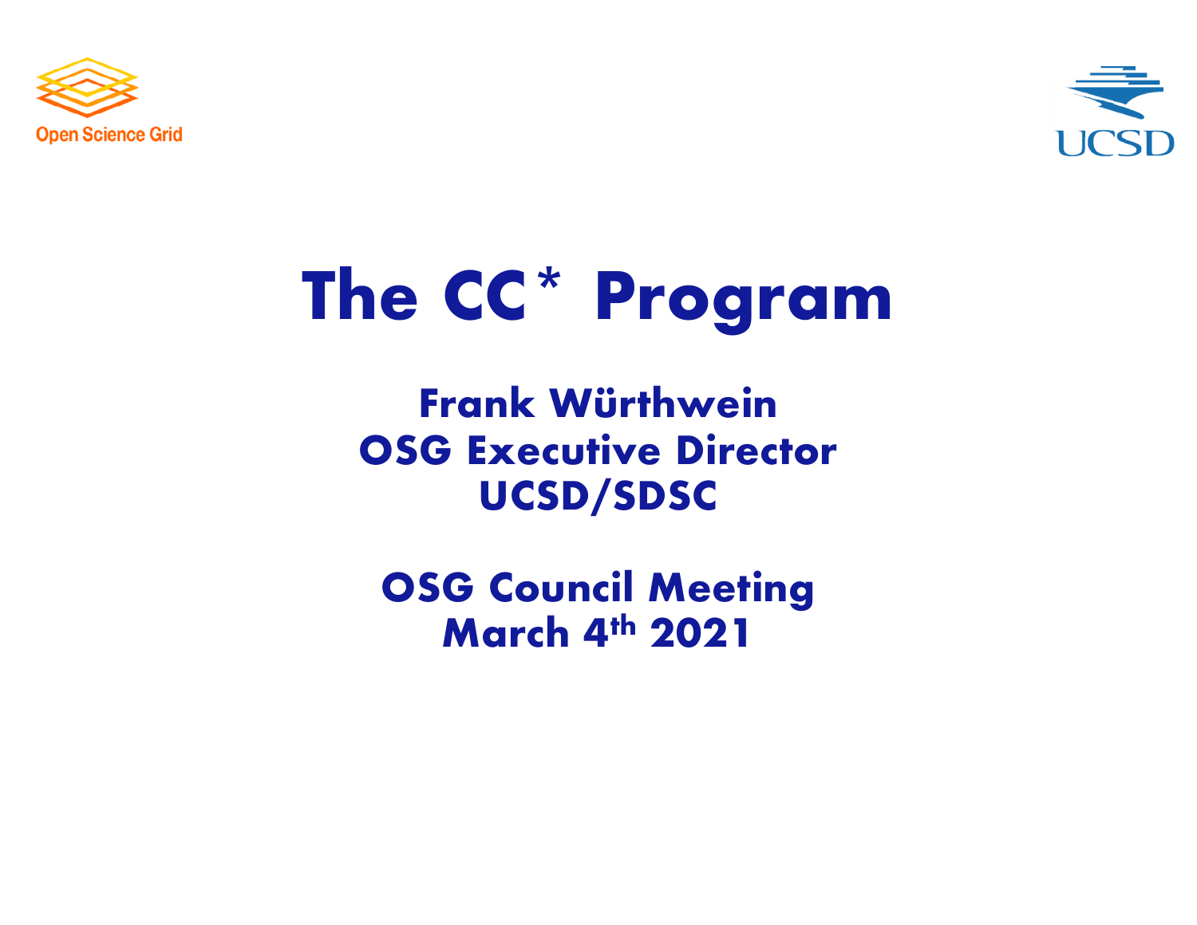Open Science Grid

UCSD

# The CC* Program

**Frank Würthwein**
**OSG Executive Director**
**UCSD/SDSC**

**OSG Council Meeting**
**March 4th 2021**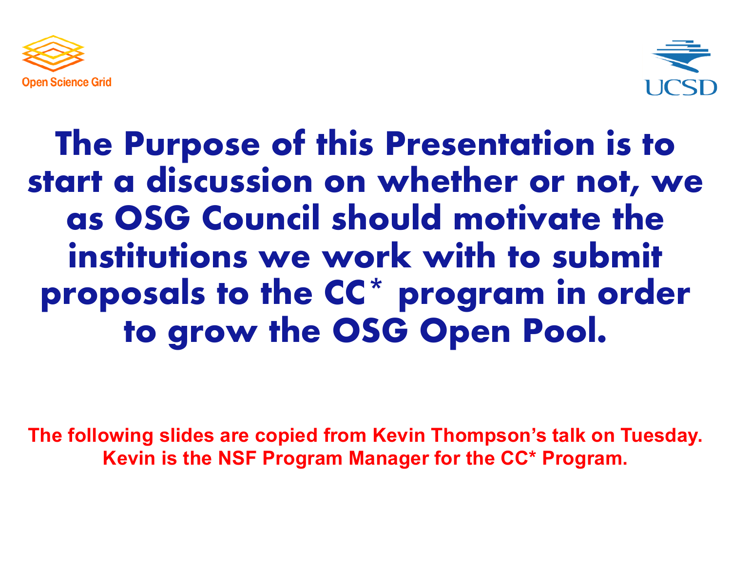# The Purpose of this Presentation is to start a discussion on whether or not, we as OSG Council should motivate the institutions we work with to submit proposals to the CC* program in order to grow the OSG Open Pool.

**The following slides are copied from Kevin Thompson's talk on Tuesday. Kevin is the NSF Program Manager for the CC* Program.**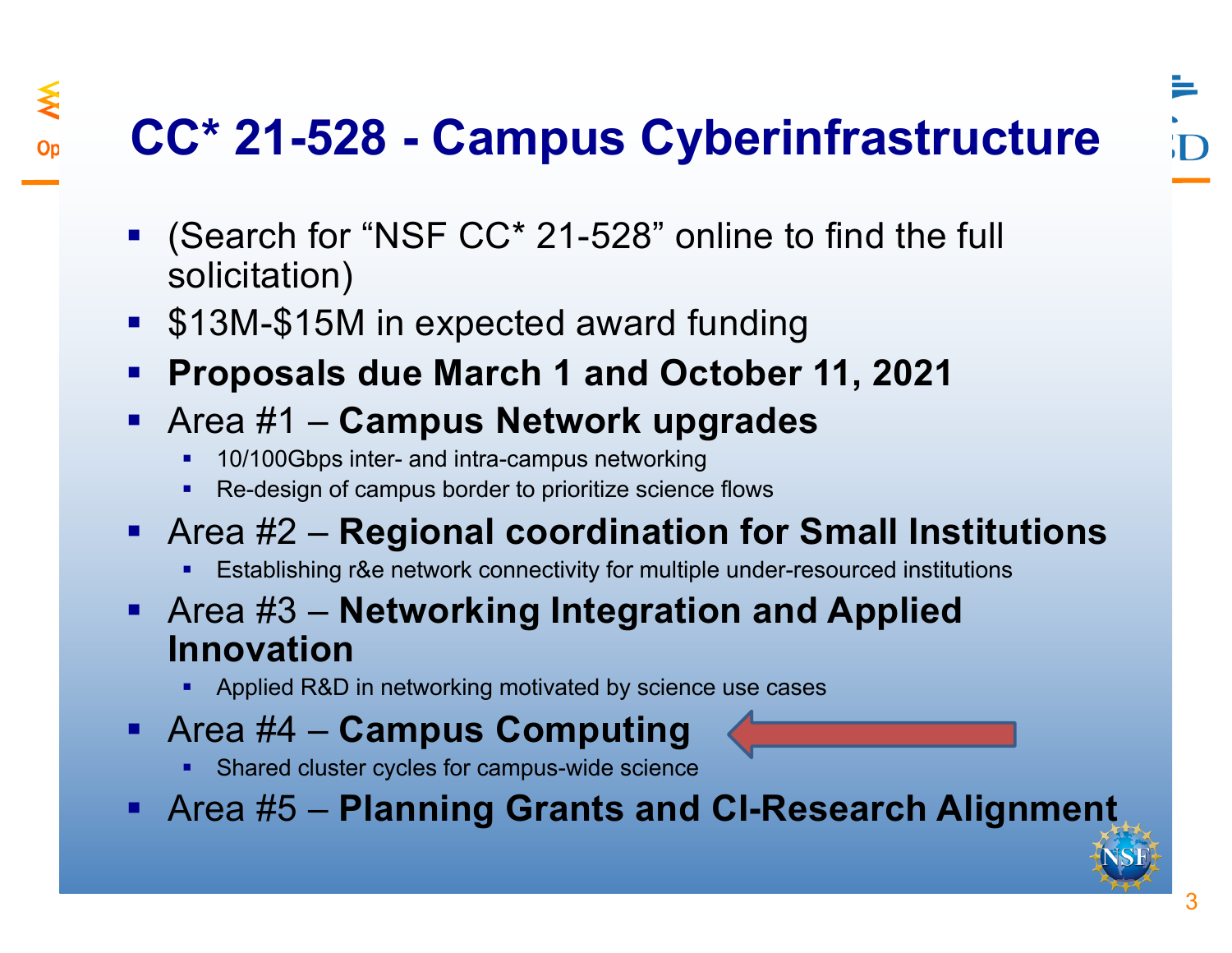# CC* 21-528 - Campus Cyberinfrastructure

- (Search for "NSF CC* 21-528" online to find the full solicitation)
- $13M-$15M in expected award funding
- **Proposals due March 1 and October 11, 2021**
- Area #1 – **Campus Network upgrades**
  - 10/100Gbps inter- and intra-campus networking
  - Re-design of campus border to prioritize science flows
- Area #2 – **Regional coordination for Small Institutions**
  - Establishing r&e network connectivity for multiple under-resourced institutions
- Area #3 – **Networking Integration and Applied Innovation**
  - Applied R&D in networking motivated by science use cases
- Area #4 – **Campus Computing**
  - Shared cluster cycles for campus-wide science
- Area #5 – **Planning Grants and CI-Research Alignment**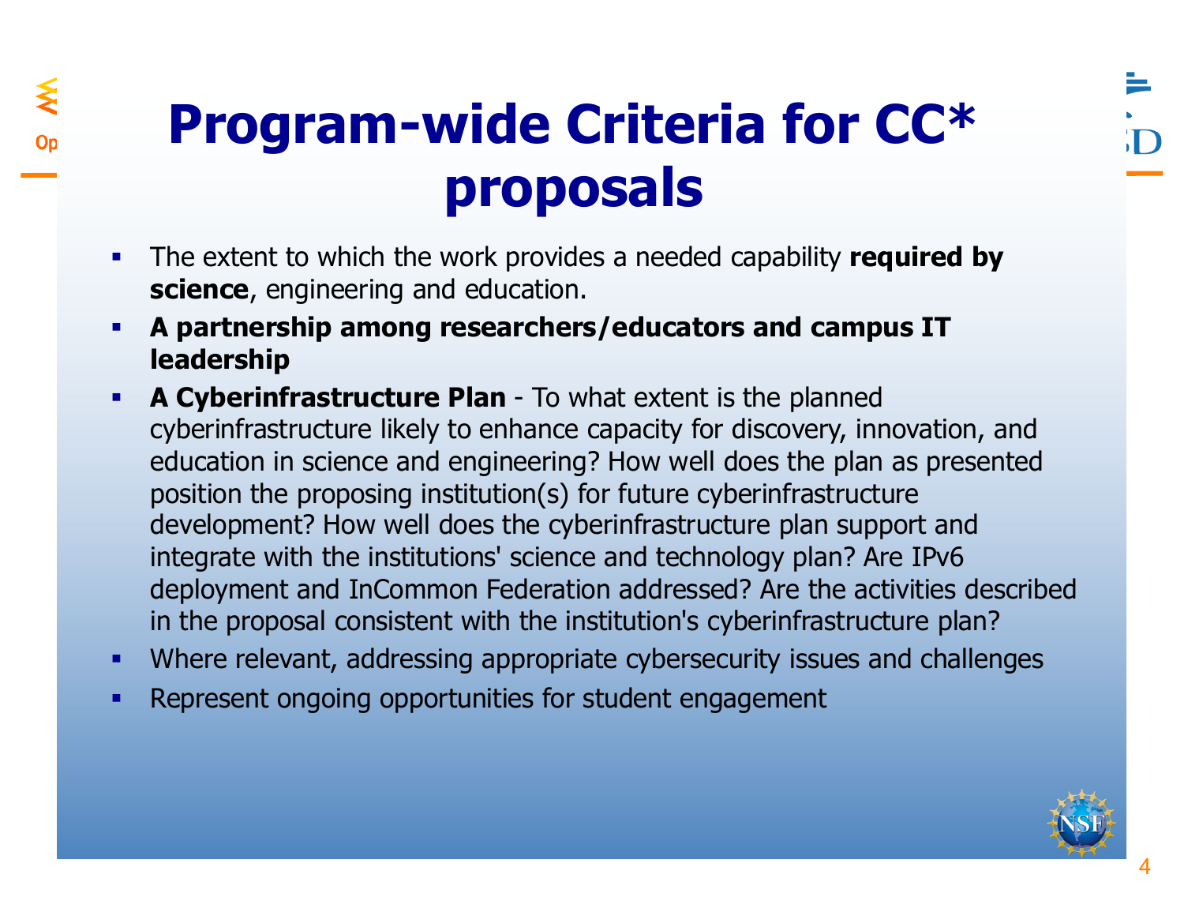# Program-wide Criteria for CC* proposals

- The extent to which the work provides a needed capability **required by science**, engineering and education.
- **A partnership among researchers/educators and campus IT leadership**
- **A Cyberinfrastructure Plan** - To what extent is the planned cyberinfrastructure likely to enhance capacity for discovery, innovation, and education in science and engineering? How well does the plan as presented position the proposing institution(s) for future cyberinfrastructure development? How well does the cyberinfrastructure plan support and integrate with the institutions' science and technology plan? Are IPv6 deployment and InCommon Federation addressed? Are the activities described in the proposal consistent with the institution's cyberinfrastructure plan?
- Where relevant, addressing appropriate cybersecurity issues and challenges
- Represent ongoing opportunities for student engagement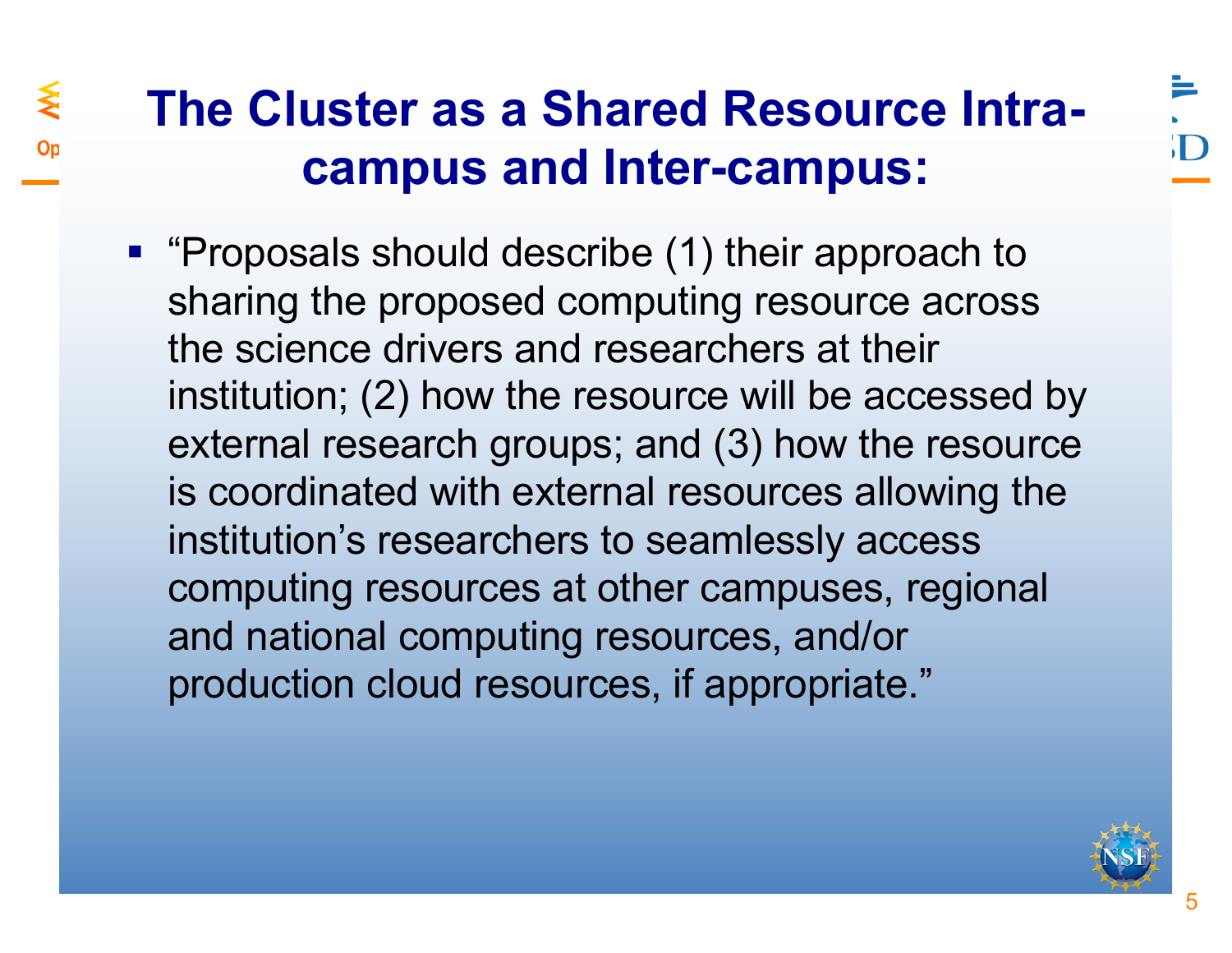# The Cluster as a Shared Resource Intra-campus and Inter-campus:

- "Proposals should describe (1) their approach to sharing the proposed computing resource across the science drivers and researchers at their institution; (2) how the resource will be accessed by external research groups; and (3) how the resource is coordinated with external resources allowing the institution's researchers to seamlessly access computing resources at other campuses, regional and national computing resources, and/or production cloud resources, if appropriate."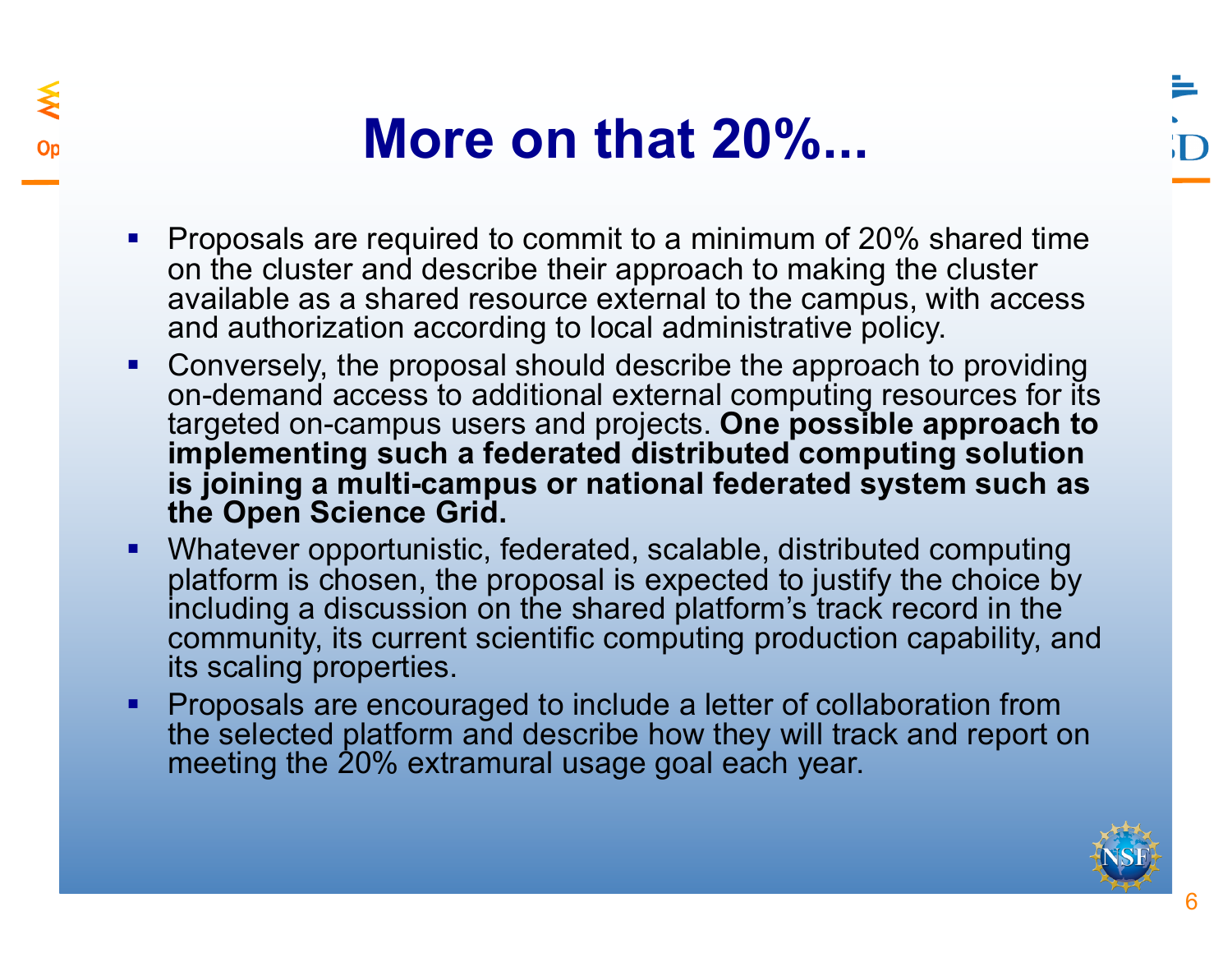# More on that 20%...

- Proposals are required to commit to a minimum of 20% shared time on the cluster and describe their approach to making the cluster available as a shared resource external to the campus, with access and authorization according to local administrative policy.
- Conversely, the proposal should describe the approach to providing on-demand access to additional external computing resources for its targeted on-campus users and projects. **One possible approach to implementing such a federated distributed computing solution is joining a multi-campus or national federated system such as the Open Science Grid.**
- Whatever opportunistic, federated, scalable, distributed computing platform is chosen, the proposal is expected to justify the choice by including a discussion on the shared platform's track record in the community, its current scientific computing production capability, and its scaling properties.
- Proposals are encouraged to include a letter of collaboration from the selected platform and describe how they will track and report on meeting the 20% extramural usage goal each year.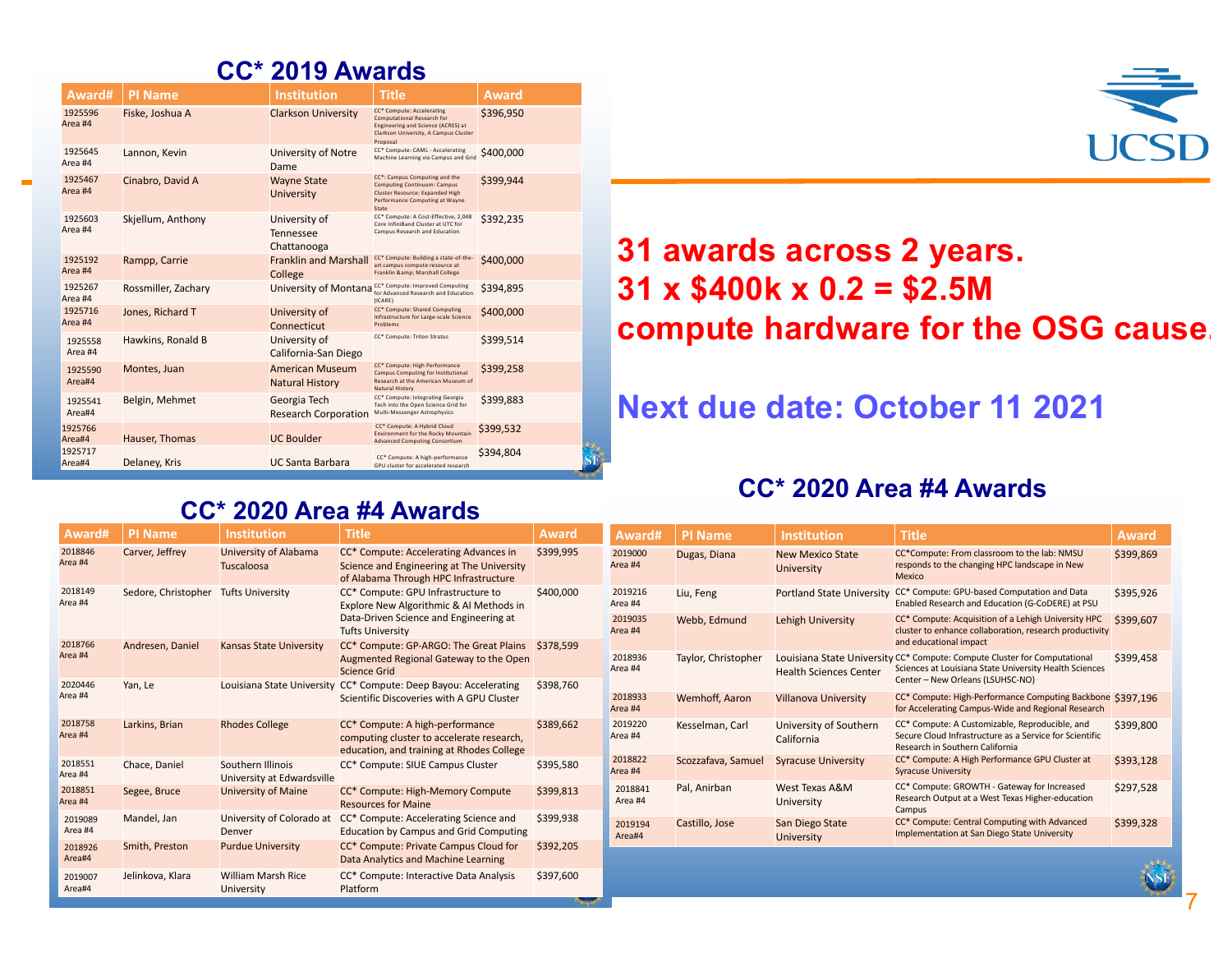## CC* 2019 Awards

| Award# | PI Name | Institution | Title | Award |
|---|---|---|---|---|
| 1925596 Area #4 | Fiske, Joshua A | Clarkson University | CC* Compute: Accelerating Computational Research for Engineering and Science (ACRES) at Clarkson University, A Campus Cluster Proposal | $396,950 |
| 1925645 Area #4 | Lannon, Kevin | University of Notre Dame | CC* Compute: CAML - Accelerating Machine Learning via Campus and Grid | $400,000 |
| 1925467 Area #4 | Cinabro, David A | Wayne State University | CC*: Campus Computing and the Computing Continuum: Campus Cluster Resource: Expanded High Performance Computing at Wayne State | $399,944 |
| 1925603 Area #4 | Skjellum, Anthony | University of Tennessee Chattanooga | CC* Compute: A Cost-Effective, 2,048 Core InfiniBand Cluster at UTC for Campus Research and Education | $392,235 |
| 1925192 Area #4 | Rampp, Carrie | Franklin and Marshall College | CC* Compute: Building a state-of-the-art campus compute resource at Franklin &amp; Marshall College | $400,000 |
| 1925267 Area #4 | Rossmiller, Zachary | University of Montana | CC* Compute: Improved Computing for Advanced Research and Education (ICARE) | $394,895 |
| 1925716 Area #4 | Jones, Richard T | University of Connecticut | CC* Compute: Shared Computing Infrastructure for Large-scale Science Problems | $400,000 |
| 1925558 Area #4 | Hawkins, Ronald B | University of California-San Diego | CC* Compute: Triton Stratus | $399,514 |
| 1925590 Area#4 | Montes, Juan | American Museum Natural History | CC* Compute: High Performance Campus Computing for Institutional Research at the American Museum of Natural History | $399,258 |
| 1925541 Area#4 | Belgin, Mehmet | Georgia Tech Research Corporation | CC* Compute: Integrating Georgia Tech into the Open Science Grid for Multi-Messenger Astrophysics | $399,883 |
| 1925766 Area#4 | Hauser, Thomas | UC Boulder | CC* Compute: A Hybrid Cloud Environment for the Rocky Mountain Advanced Computing Consortium | $399,532 |
| 1925717 Area#4 | Delaney, Kris | UC Santa Barbara | CC* Compute: A high-performance GPU cluster for accelerated research | $394,804 |

**31 awards across 2 years.**
**31 x $400k x 0.2 = $2.5M**
**compute hardware for the OSG cause.**

**Next due date: October 11 2021**

## CC* 2020 Area #4 Awards

| Award# | PI Name | Institution | Title | Award |
|---|---|---|---|---|
| 2018846 Area #4 | Carver, Jeffrey | University of Alabama Tuscaloosa | CC* Compute: Accelerating Advances in Science and Engineering at The University of Alabama Through HPC Infrastructure | $399,995 |
| 2018149 Area #4 | Sedore, Christopher | Tufts University | CC* Compute: GPU Infrastructure to Explore New Algorithmic & AI Methods in Data-Driven Science and Engineering at Tufts University | $400,000 |
| 2018766 Area #4 | Andresen, Daniel | Kansas State University | CC* Compute: GP-ARGO: The Great Plains Augmented Regional Gateway to the Open Science Grid | $378,599 |
| 2020446 Area #4 | Yan, Le | Louisiana State University | CC* Compute: Deep Bayou: Accelerating Scientific Discoveries with A GPU Cluster | $398,760 |
| 2018758 Area #4 | Larkins, Brian | Rhodes College | CC* Compute: A high-performance computing cluster to accelerate research, education, and training at Rhodes College | $389,662 |
| 2018551 Area #4 | Chace, Daniel | Southern Illinois University at Edwardsville | CC* Compute: SIUE Campus Cluster | $395,580 |
| 2018851 Area #4 | Segee, Bruce | University of Maine | CC* Compute: High-Memory Compute Resources for Maine | $399,813 |
| 2019089 Area #4 | Mandel, Jan | University of Colorado at Denver | CC* Compute: Accelerating Science and Education by Campus and Grid Computing | $399,938 |
| 2018926 Area#4 | Smith, Preston | Purdue University | CC* Compute: Private Campus Cloud for Data Analytics and Machine Learning | $392,205 |
| 2019007 Area#4 | Jelinkova, Klara | William Marsh Rice University | CC* Compute: Interactive Data Analysis Platform | $397,600 |

## CC* 2020 Area #4 Awards

| Award# | PI Name | Institution | Title | Award |
|---|---|---|---|---|
| 2019000 Area #4 | Dugas, Diana | New Mexico State University | CC*Compute: From classroom to the lab: NMSU responds to the changing HPC landscape in New Mexico | $399,869 |
| 2019216 Area #4 | Liu, Feng | Portland State University | CC* Compute: GPU-based Computation and Data Enabled Research and Education (G-CoDERE) at PSU | $395,926 |
| 2019035 Area #4 | Webb, Edmund | Lehigh University | CC* Compute: Acquisition of a Lehigh University HPC cluster to enhance collaboration, research productivity and educational impact | $399,607 |
| 2018936 Area #4 | Taylor, Christopher | Louisiana State University Health Sciences Center | CC* Compute: Compute Cluster for Computational Sciences at Louisiana State University Health Sciences Center – New Orleans (LSUHSC-NO) | $399,458 |
| 2018933 Area #4 | Wemhoff, Aaron | Villanova University | CC* Compute: High-Performance Computing Backbone for Accelerating Campus-Wide and Regional Research | $397,196 |
| 2019220 Area #4 | Kesselman, Carl | University of Southern California | CC* Compute: A Customizable, Reproducible, and Secure Cloud Infrastructure as a Service for Scientific Research in Southern California | $399,800 |
| 2018822 Area #4 | Scozzafava, Samuel | Syracuse University | CC* Compute: A High Performance GPU Cluster at Syracuse University | $393,128 |
| 2018841 Area #4 | Pal, Anirban | West Texas A&M University | CC* Compute: GROWTH - Gateway for Increased Research Output at a West Texas Higher-education Campus | $297,528 |
| 2019194 Area#4 | Castillo, Jose | San Diego State University | CC* Compute: Central Computing with Advanced Implementation at San Diego State University | $399,328 |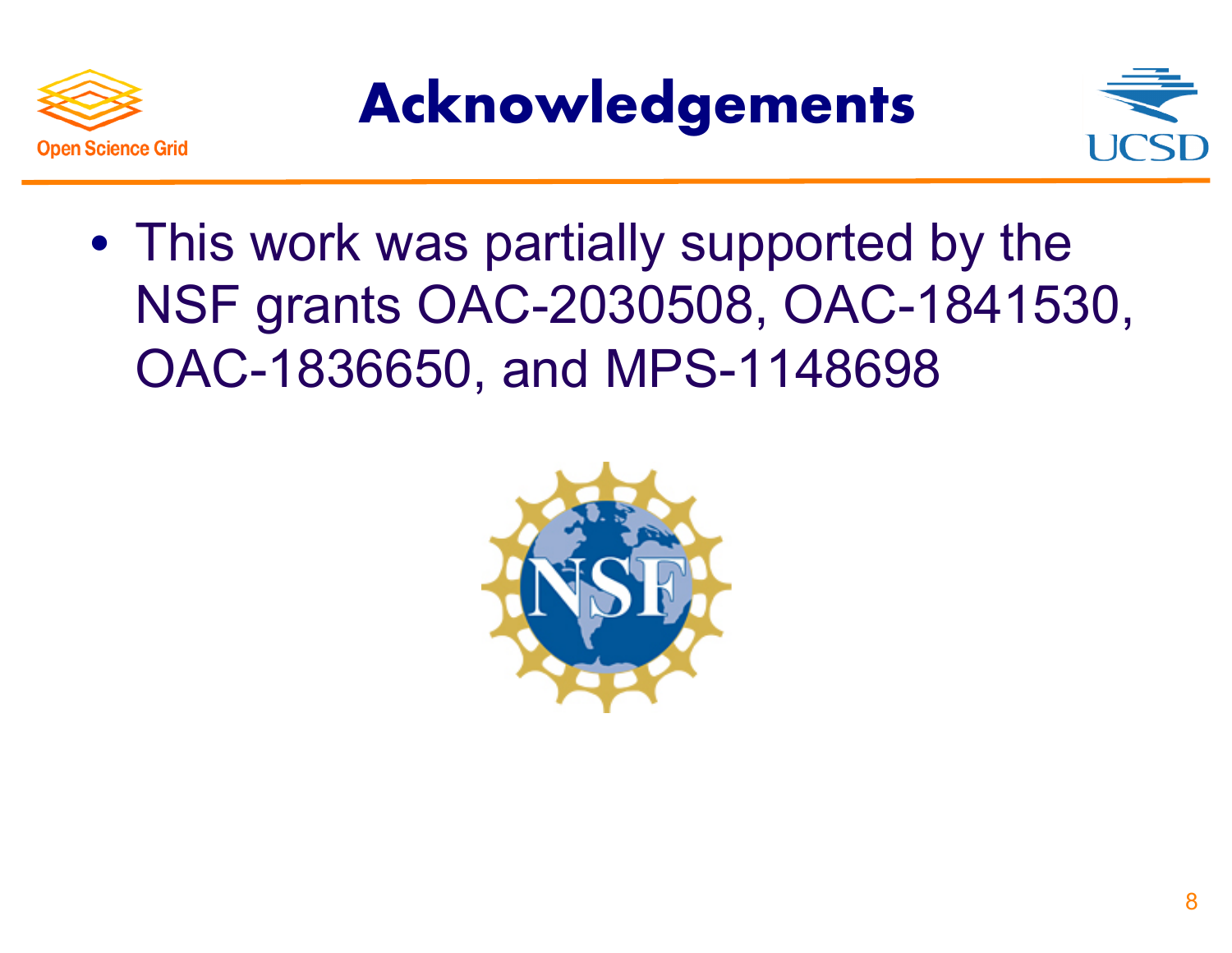# Acknowledgements

- This work was partially supported by the NSF grants OAC-2030508, OAC-1841530, OAC-1836650, and MPS-1148698